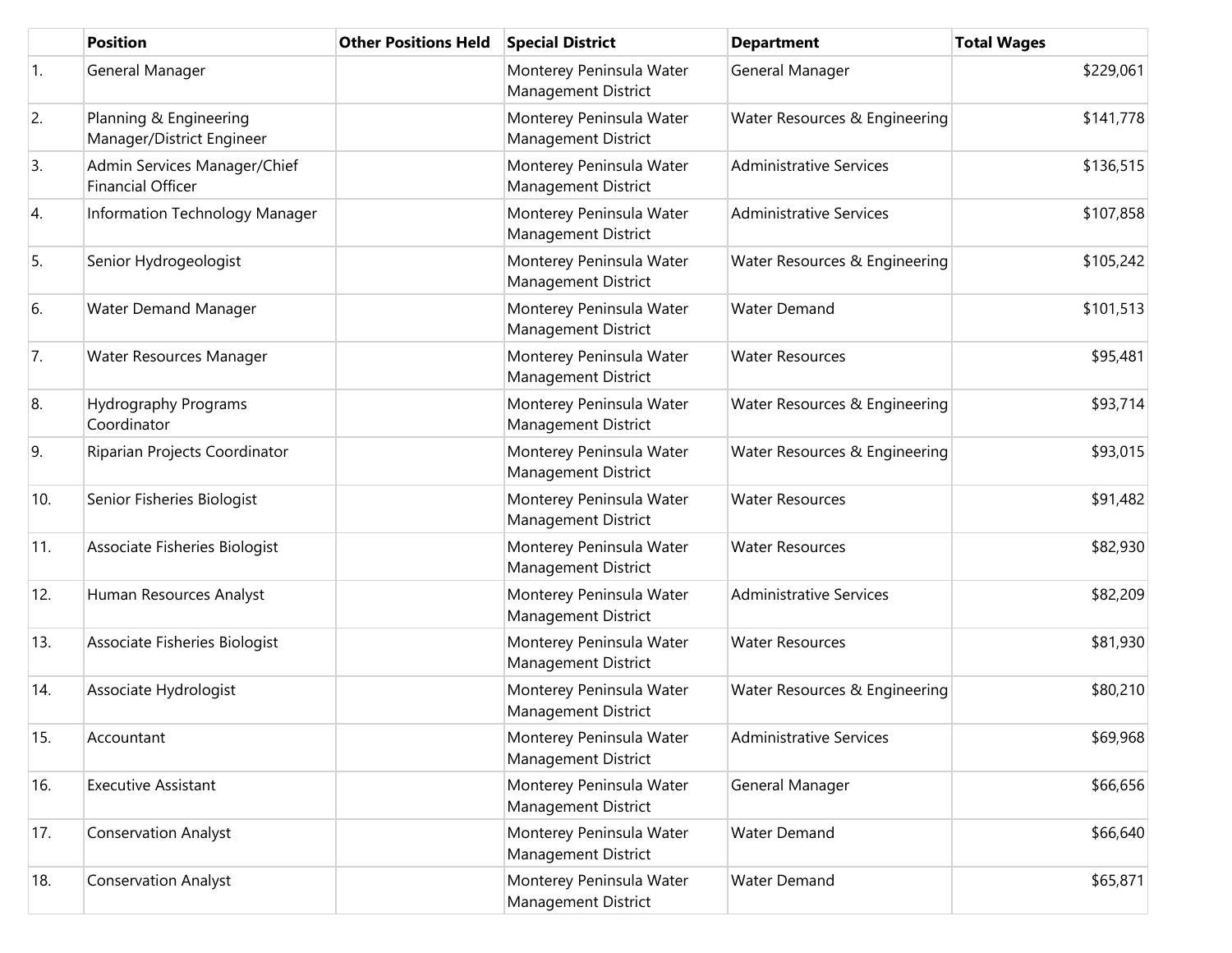| | Position | Other Positions Held | Special District | Department | Total Wages |
|---|---|---|---|---|---|
| 1. | General Manager | | Monterey Peninsula Water Management District | General Manager | $229,061 |
| 2. | Planning & Engineering Manager/District Engineer | | Monterey Peninsula Water Management District | Water Resources & Engineering | $141,778 |
| 3. | Admin Services Manager/Chief Financial Officer | | Monterey Peninsula Water Management District | Administrative Services | $136,515 |
| 4. | Information Technology Manager | | Monterey Peninsula Water Management District | Administrative Services | $107,858 |
| 5. | Senior Hydrogeologist | | Monterey Peninsula Water Management District | Water Resources & Engineering | $105,242 |
| 6. | Water Demand Manager | | Monterey Peninsula Water Management District | Water Demand | $101,513 |
| 7. | Water Resources Manager | | Monterey Peninsula Water Management District | Water Resources | $95,481 |
| 8. | Hydrography Programs Coordinator | | Monterey Peninsula Water Management District | Water Resources & Engineering | $93,714 |
| 9. | Riparian Projects Coordinator | | Monterey Peninsula Water Management District | Water Resources & Engineering | $93,015 |
| 10. | Senior Fisheries Biologist | | Monterey Peninsula Water Management District | Water Resources | $91,482 |
| 11. | Associate Fisheries Biologist | | Monterey Peninsula Water Management District | Water Resources | $82,930 |
| 12. | Human Resources Analyst | | Monterey Peninsula Water Management District | Administrative Services | $82,209 |
| 13. | Associate Fisheries Biologist | | Monterey Peninsula Water Management District | Water Resources | $81,930 |
| 14. | Associate Hydrologist | | Monterey Peninsula Water Management District | Water Resources & Engineering | $80,210 |
| 15. | Accountant | | Monterey Peninsula Water Management District | Administrative Services | $69,968 |
| 16. | Executive Assistant | | Monterey Peninsula Water Management District | General Manager | $66,656 |
| 17. | Conservation Analyst | | Monterey Peninsula Water Management District | Water Demand | $66,640 |
| 18. | Conservation Analyst | | Monterey Peninsula Water Management District | Water Demand | $65,871 |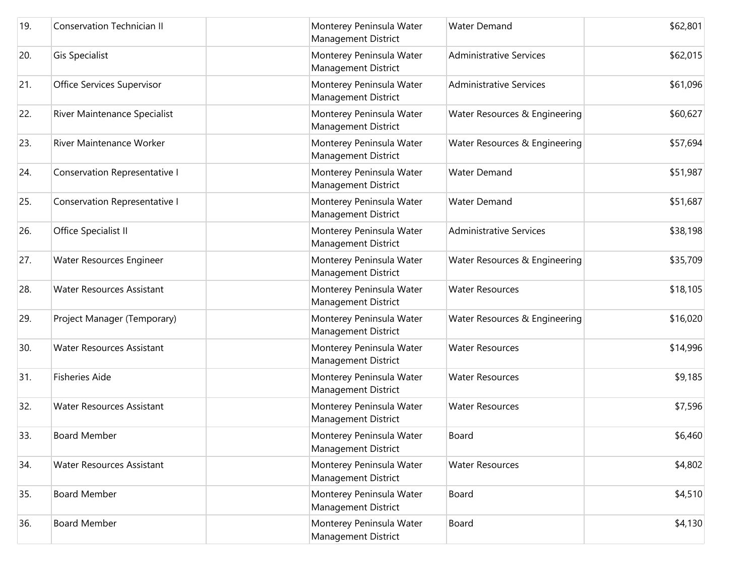| | | | | | |
|---|---|---|---|---|---|
| 19. | Conservation Technician II | | Monterey Peninsula Water Management District | Water Demand | $62,801 |
| 20. | Gis Specialist | | Monterey Peninsula Water Management District | Administrative Services | $62,015 |
| 21. | Office Services Supervisor | | Monterey Peninsula Water Management District | Administrative Services | $61,096 |
| 22. | River Maintenance Specialist | | Monterey Peninsula Water Management District | Water Resources & Engineering | $60,627 |
| 23. | River Maintenance Worker | | Monterey Peninsula Water Management District | Water Resources & Engineering | $57,694 |
| 24. | Conservation Representative I | | Monterey Peninsula Water Management District | Water Demand | $51,987 |
| 25. | Conservation Representative I | | Monterey Peninsula Water Management District | Water Demand | $51,687 |
| 26. | Office Specialist II | | Monterey Peninsula Water Management District | Administrative Services | $38,198 |
| 27. | Water Resources Engineer | | Monterey Peninsula Water Management District | Water Resources & Engineering | $35,709 |
| 28. | Water Resources Assistant | | Monterey Peninsula Water Management District | Water Resources | $18,105 |
| 29. | Project Manager (Temporary) | | Monterey Peninsula Water Management District | Water Resources & Engineering | $16,020 |
| 30. | Water Resources Assistant | | Monterey Peninsula Water Management District | Water Resources | $14,996 |
| 31. | Fisheries Aide | | Monterey Peninsula Water Management District | Water Resources | $9,185 |
| 32. | Water Resources Assistant | | Monterey Peninsula Water Management District | Water Resources | $7,596 |
| 33. | Board Member | | Monterey Peninsula Water Management District | Board | $6,460 |
| 34. | Water Resources Assistant | | Monterey Peninsula Water Management District | Water Resources | $4,802 |
| 35. | Board Member | | Monterey Peninsula Water Management District | Board | $4,510 |
| 36. | Board Member | | Monterey Peninsula Water Management District | Board | $4,130 |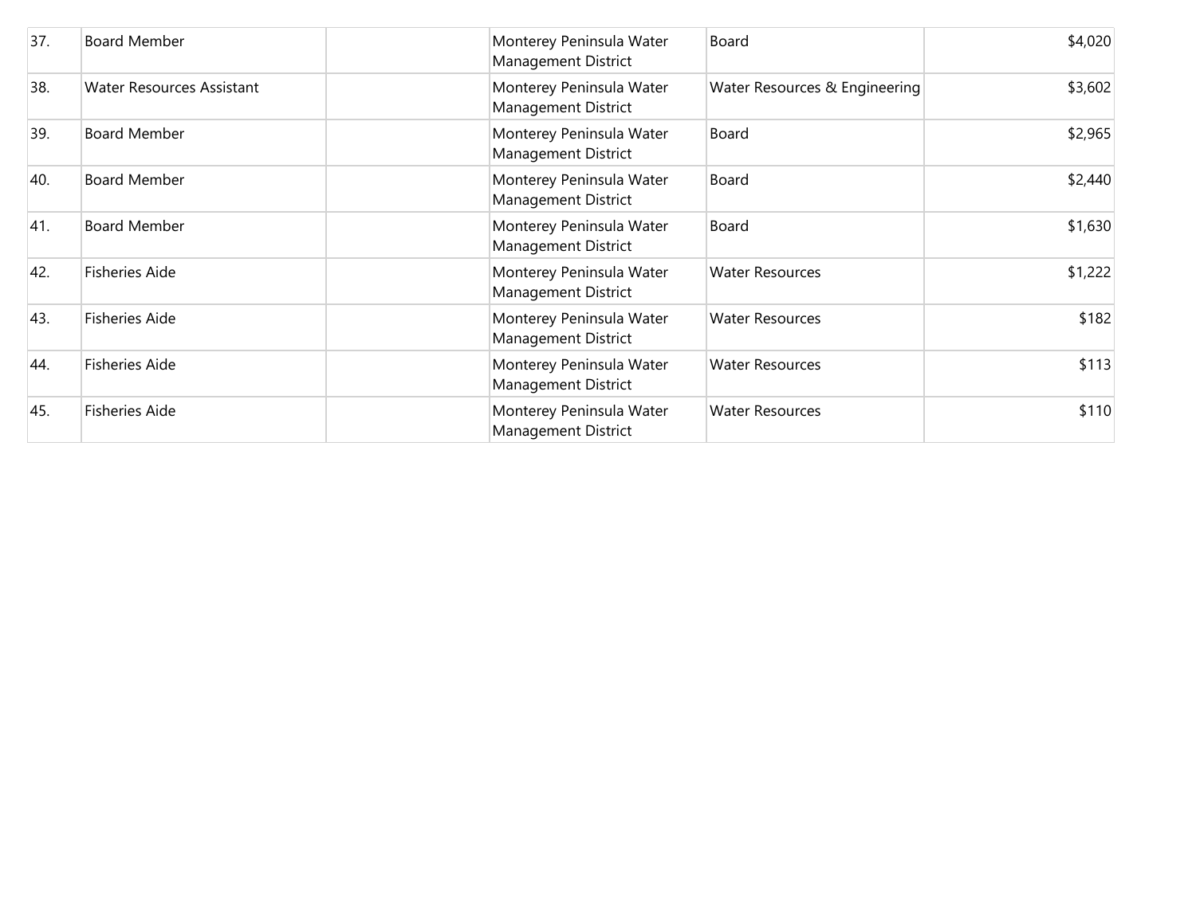| | | | | | |
|---|---|---|---|---|---|
| 37. | Board Member | | Monterey Peninsula Water Management District | Board | $4,020 |
| 38. | Water Resources Assistant | | Monterey Peninsula Water Management District | Water Resources & Engineering | $3,602 |
| 39. | Board Member | | Monterey Peninsula Water Management District | Board | $2,965 |
| 40. | Board Member | | Monterey Peninsula Water Management District | Board | $2,440 |
| 41. | Board Member | | Monterey Peninsula Water Management District | Board | $1,630 |
| 42. | Fisheries Aide | | Monterey Peninsula Water Management District | Water Resources | $1,222 |
| 43. | Fisheries Aide | | Monterey Peninsula Water Management District | Water Resources | $182 |
| 44. | Fisheries Aide | | Monterey Peninsula Water Management District | Water Resources | $113 |
| 45. | Fisheries Aide | | Monterey Peninsula Water Management District | Water Resources | $110 |